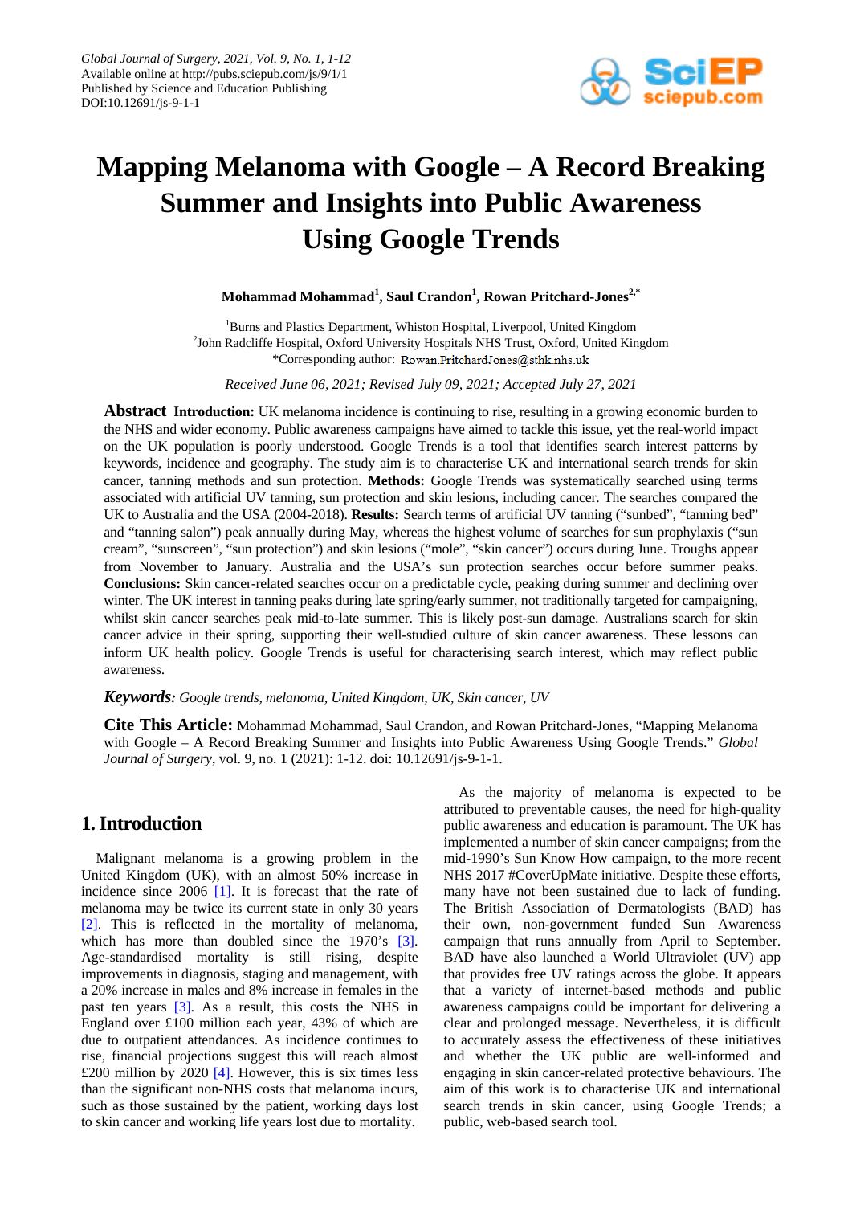# Mapping Melanoma with Google – A Record Breaking Summer and Insights into Public Awareness Using Google Trends

**Mohammad Mohammad[1], Saul Crandon[1], Rowan Pritchard-Jones[2,*]**

[1]Burns and Plastics Department, Whiston Hospital, Liverpool, United Kingdom
[2]John Radcliffe Hospital, Oxford University Hospitals NHS Trust, Oxford, United Kingdom
*Corresponding author: Rowan.PritchardJones@sthk.nhs.uk

*Received June 06, 2021; Revised July 09, 2021; Accepted July 27, 2021*

**Abstract** **Introduction:** UK melanoma incidence is continuing to rise, resulting in a growing economic burden to the NHS and wider economy. Public awareness campaigns have aimed to tackle this issue, yet the real-world impact on the UK population is poorly understood. Google Trends is a tool that identifies search interest patterns by keywords, incidence and geography. The study aim is to characterise UK and international search trends for skin cancer, tanning methods and sun protection. **Methods:** Google Trends was systematically searched using terms associated with artificial UV tanning, sun protection and skin lesions, including cancer. The searches compared the UK to Australia and the USA (2004-2018). **Results:** Search terms of artificial UV tanning ("sunbed", "tanning bed" and "tanning salon") peak annually during May, whereas the highest volume of searches for sun prophylaxis ("sun cream", "sunscreen", "sun protection") and skin lesions ("mole", "skin cancer") occurs during June. Troughs appear from November to January. Australia and the USA's sun protection searches occur before summer peaks. **Conclusions:** Skin cancer-related searches occur on a predictable cycle, peaking during summer and declining over winter. The UK interest in tanning peaks during late spring/early summer, not traditionally targeted for campaigning, whilst skin cancer searches peak mid-to-late summer. This is likely post-sun damage. Australians search for skin cancer advice in their spring, supporting their well-studied culture of skin cancer awareness. These lessons can inform UK health policy. Google Trends is useful for characterising search interest, which may reflect public awareness.

***Keywords:*** *Google trends, melanoma, United Kingdom, UK, Skin cancer, UV*

**Cite This Article:** Mohammad Mohammad, Saul Crandon, and Rowan Pritchard-Jones, "Mapping Melanoma with Google – A Record Breaking Summer and Insights into Public Awareness Using Google Trends." *Global Journal of Surgery*, vol. 9, no. 1 (2021): 1-12. doi: 10.12691/js-9-1-1.

## 1. Introduction

Malignant melanoma is a growing problem in the United Kingdom (UK), with an almost 50% increase in incidence since 2006 [1]. It is forecast that the rate of melanoma may be twice its current state in only 30 years [2]. This is reflected in the mortality of melanoma, which has more than doubled since the 1970's [3]. Age-standardised mortality is still rising, despite improvements in diagnosis, staging and management, with a 20% increase in males and 8% increase in females in the past ten years [3]. As a result, this costs the NHS in England over £100 million each year, 43% of which are due to outpatient attendances. As incidence continues to rise, financial projections suggest this will reach almost £200 million by 2020 [4]. However, this is six times less than the significant non-NHS costs that melanoma incurs, such as those sustained by the patient, working days lost to skin cancer and working life years lost due to mortality.

As the majority of melanoma is expected to be attributed to preventable causes, the need for high-quality public awareness and education is paramount. The UK has implemented a number of skin cancer campaigns; from the mid-1990's Sun Know How campaign, to the more recent NHS 2017 #CoverUpMate initiative. Despite these efforts, many have not been sustained due to lack of funding. The British Association of Dermatologists (BAD) has their own, non-government funded Sun Awareness campaign that runs annually from April to September. BAD have also launched a World Ultraviolet (UV) app that provides free UV ratings across the globe. It appears that a variety of internet-based methods and public awareness campaigns could be important for delivering a clear and prolonged message. Nevertheless, it is difficult to accurately assess the effectiveness of these initiatives and whether the UK public are well-informed and engaging in skin cancer-related protective behaviours. The aim of this work is to characterise UK and international search trends in skin cancer, using Google Trends; a public, web-based search tool.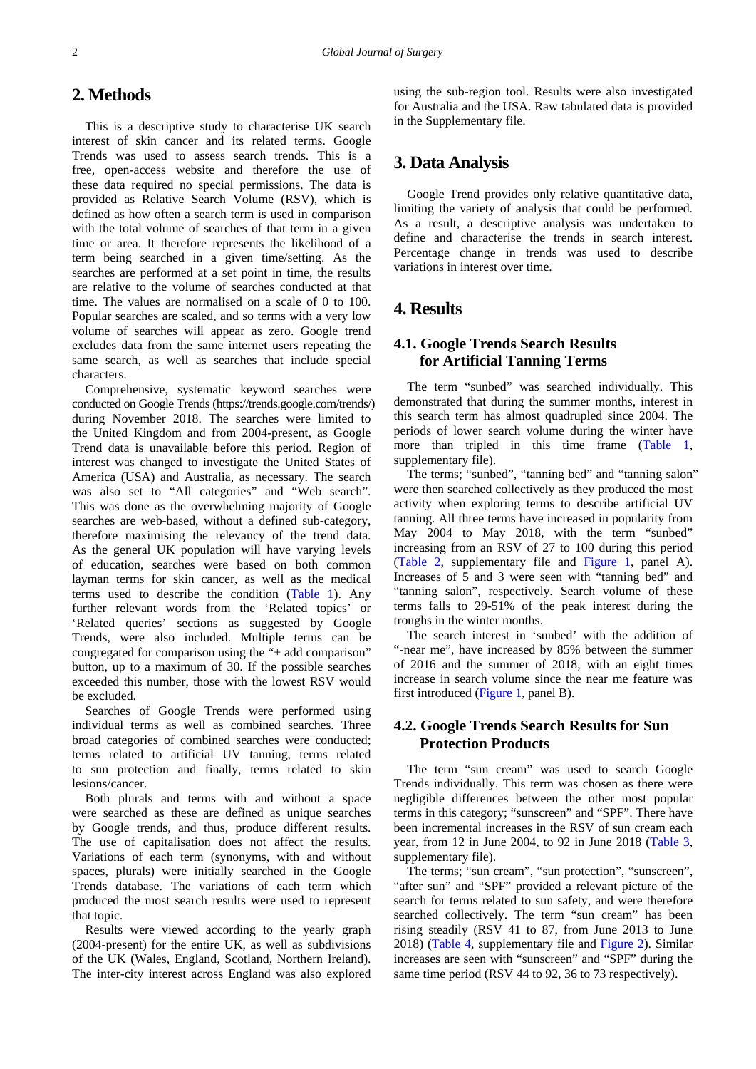## 2. Methods

This is a descriptive study to characterise UK search interest of skin cancer and its related terms. Google Trends was used to assess search trends. This is a free, open-access website and therefore the use of these data required no special permissions. The data is provided as Relative Search Volume (RSV), which is defined as how often a search term is used in comparison with the total volume of searches of that term in a given time or area. It therefore represents the likelihood of a term being searched in a given time/setting. As the searches are performed at a set point in time, the results are relative to the volume of searches conducted at that time. The values are normalised on a scale of 0 to 100. Popular searches are scaled, and so terms with a very low volume of searches will appear as zero. Google trend excludes data from the same internet users repeating the same search, as well as searches that include special characters.

Comprehensive, systematic keyword searches were conducted on Google Trends (https://trends.google.com/trends/) during November 2018. The searches were limited to the United Kingdom and from 2004-present, as Google Trend data is unavailable before this period. Region of interest was changed to investigate the United States of America (USA) and Australia, as necessary. The search was also set to "All categories" and "Web search". This was done as the overwhelming majority of Google searches are web-based, without a defined sub-category, therefore maximising the relevancy of the trend data. As the general UK population will have varying levels of education, searches were based on both common layman terms for skin cancer, as well as the medical terms used to describe the condition (Table 1). Any further relevant words from the 'Related topics' or 'Related queries' sections as suggested by Google Trends, were also included. Multiple terms can be congregated for comparison using the "+ add comparison" button, up to a maximum of 30. If the possible searches exceeded this number, those with the lowest RSV would be excluded.

Searches of Google Trends were performed using individual terms as well as combined searches. Three broad categories of combined searches were conducted; terms related to artificial UV tanning, terms related to sun protection and finally, terms related to skin lesions/cancer.

Both plurals and terms with and without a space were searched as these are defined as unique searches by Google trends, and thus, produce different results. The use of capitalisation does not affect the results. Variations of each term (synonyms, with and without spaces, plurals) were initially searched in the Google Trends database. The variations of each term which produced the most search results were used to represent that topic.

Results were viewed according to the yearly graph (2004-present) for the entire UK, as well as subdivisions of the UK (Wales, England, Scotland, Northern Ireland). The inter-city interest across England was also explored using the sub-region tool. Results were also investigated for Australia and the USA. Raw tabulated data is provided in the Supplementary file.

## 3. Data Analysis

Google Trend provides only relative quantitative data, limiting the variety of analysis that could be performed. As a result, a descriptive analysis was undertaken to define and characterise the trends in search interest. Percentage change in trends was used to describe variations in interest over time.

## 4. Results

### 4.1. Google Trends Search Results for Artificial Tanning Terms

The term "sunbed" was searched individually. This demonstrated that during the summer months, interest in this search term has almost quadrupled since 2004. The periods of lower search volume during the winter have more than tripled in this time frame (Table 1, supplementary file).

The terms; "sunbed", "tanning bed" and "tanning salon" were then searched collectively as they produced the most activity when exploring terms to describe artificial UV tanning. All three terms have increased in popularity from May 2004 to May 2018, with the term "sunbed" increasing from an RSV of 27 to 100 during this period (Table 2, supplementary file and Figure 1, panel A). Increases of 5 and 3 were seen with "tanning bed" and "tanning salon", respectively. Search volume of these terms falls to 29-51% of the peak interest during the troughs in the winter months.

The search interest in 'sunbed' with the addition of "-near me", have increased by 85% between the summer of 2016 and the summer of 2018, with an eight times increase in search volume since the near me feature was first introduced (Figure 1, panel B).

### 4.2. Google Trends Search Results for Sun Protection Products

The term "sun cream" was used to search Google Trends individually. This term was chosen as there were negligible differences between the other most popular terms in this category; "sunscreen" and "SPF". There have been incremental increases in the RSV of sun cream each year, from 12 in June 2004, to 92 in June 2018 (Table 3, supplementary file).

The terms; "sun cream", "sun protection", "sunscreen", "after sun" and "SPF" provided a relevant picture of the search for terms related to sun safety, and were therefore searched collectively. The term "sun cream" has been rising steadily (RSV 41 to 87, from June 2013 to June 2018) (Table 4, supplementary file and Figure 2). Similar increases are seen with "sunscreen" and "SPF" during the same time period (RSV 44 to 92, 36 to 73 respectively).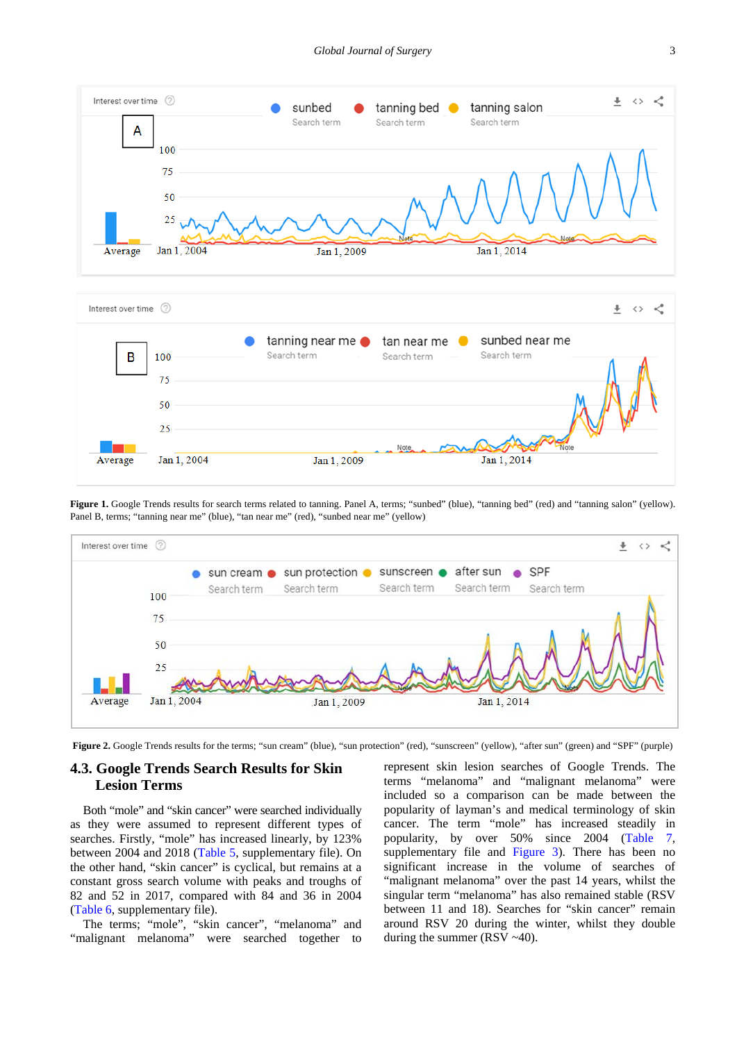**Figure 1.** Google Trends results for search terms related to tanning. Panel A, terms; "sunbed" (blue), "tanning bed" (red) and "tanning salon" (yellow). Panel B, terms; "tanning near me" (blue), "tan near me" (red), "sunbed near me" (yellow)

**Figure 2.** Google Trends results for the terms; "sun cream" (blue), "sun protection" (red), "sunscreen" (yellow), "after sun" (green) and "SPF" (purple)

### 4.3. Google Trends Search Results for Skin Lesion Terms

Both "mole" and "skin cancer" were searched individually as they were assumed to represent different types of searches. Firstly, "mole" has increased linearly, by 123% between 2004 and 2018 (Table 5, supplementary file). On the other hand, "skin cancer" is cyclical, but remains at a constant gross search volume with peaks and troughs of 82 and 52 in 2017, compared with 84 and 36 in 2004 (Table 6, supplementary file).

The terms; "mole", "skin cancer", "melanoma" and "malignant melanoma" were searched together to represent skin lesion searches of Google Trends. The terms "melanoma" and "malignant melanoma" were included so a comparison can be made between the popularity of layman's and medical terminology of skin cancer. The term "mole" has increased steadily in popularity, by over 50% since 2004 (Table 7, supplementary file and Figure 3). There has been no significant increase in the volume of searches of "malignant melanoma" over the past 14 years, whilst the singular term "melanoma" has also remained stable (RSV between 11 and 18). Searches for "skin cancer" remain around RSV 20 during the winter, whilst they double during the summer (RSV ~40).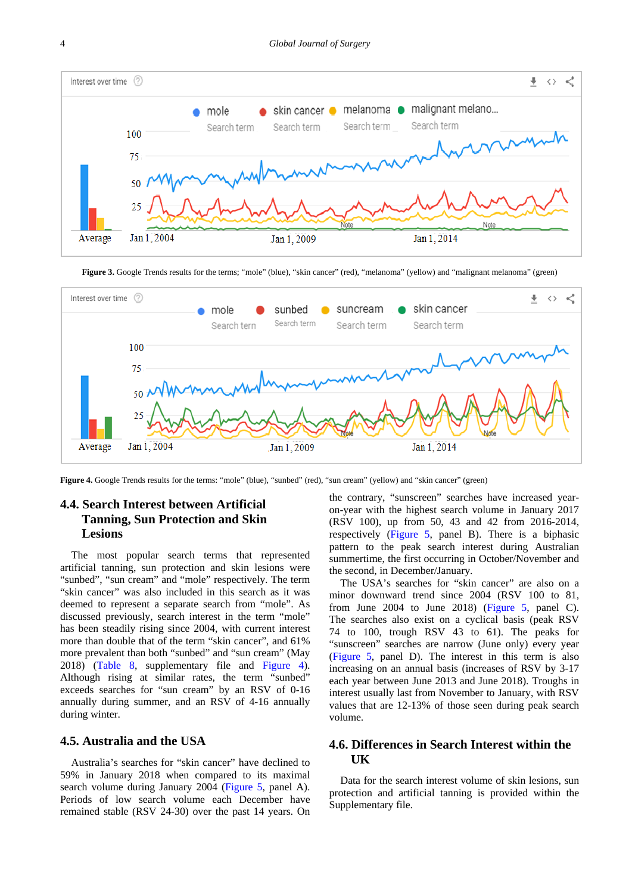Figure 3. Google Trends results for the terms; "mole" (blue), "skin cancer" (red), "melanoma" (yellow) and "malignant melanoma" (green)

Figure 4. Google Trends results for the terms: "mole" (blue), "sunbed" (red), "sun cream" (yellow) and "skin cancer" (green)

### 4.4. Search Interest between Artificial Tanning, Sun Protection and Skin Lesions

The most popular search terms that represented artificial tanning, sun protection and skin lesions were "sunbed", "sun cream" and "mole" respectively. The term "skin cancer" was also included in this search as it was deemed to represent a separate search from "mole". As discussed previously, search interest in the term "mole" has been steadily rising since 2004, with current interest more than double that of the term "skin cancer", and 61% more prevalent than both "sunbed" and "sun cream" (May 2018) (Table 8, supplementary file and Figure 4). Although rising at similar rates, the term "sunbed" exceeds searches for "sun cream" by an RSV of 0-16 annually during summer, and an RSV of 4-16 annually during winter.

### 4.5. Australia and the USA

Australia's searches for "skin cancer" have declined to 59% in January 2018 when compared to its maximal search volume during January 2004 (Figure 5, panel A). Periods of low search volume each December have remained stable (RSV 24-30) over the past 14 years. On the contrary, "sunscreen" searches have increased year-on-year with the highest search volume in January 2017 (RSV 100), up from 50, 43 and 42 from 2016-2014, respectively (Figure 5, panel B). There is a biphasic pattern to the peak search interest during Australian summertime, the first occurring in October/November and the second, in December/January.

The USA's searches for "skin cancer" are also on a minor downward trend since 2004 (RSV 100 to 81, from June 2004 to June 2018) (Figure 5, panel C). The searches also exist on a cyclical basis (peak RSV 74 to 100, trough RSV 43 to 61). The peaks for "sunscreen" searches are narrow (June only) every year (Figure 5, panel D). The interest in this term is also increasing on an annual basis (increases of RSV by 3-17 each year between June 2013 and June 2018). Troughs in interest usually last from November to January, with RSV values that are 12-13% of those seen during peak search volume.

### 4.6. Differences in Search Interest within the UK

Data for the search interest volume of skin lesions, sun protection and artificial tanning is provided within the Supplementary file.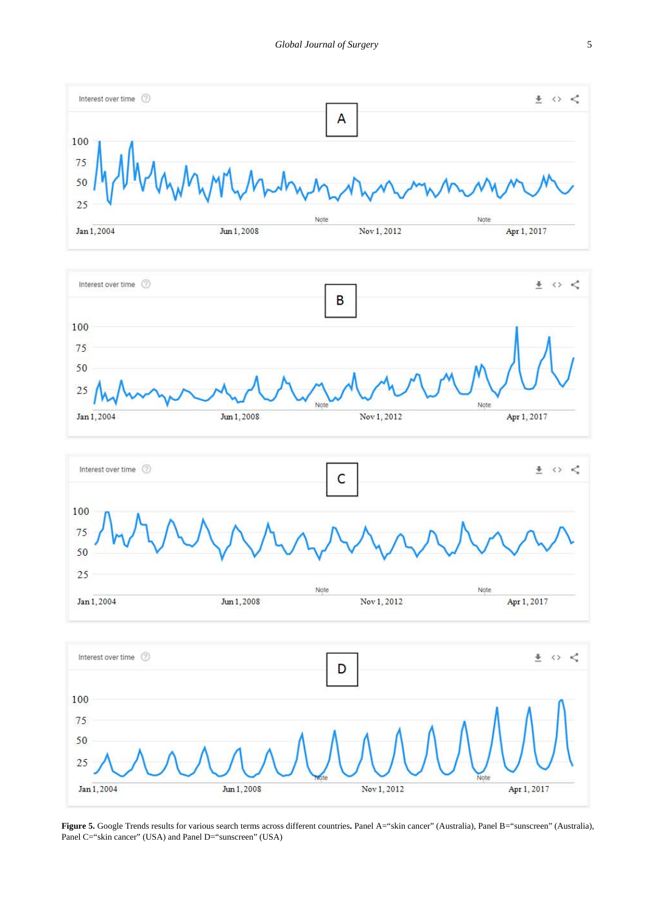**Figure 5.** Google Trends results for various search terms across different countries**.** Panel A="skin cancer" (Australia), Panel B="sunscreen" (Australia), Panel C="skin cancer" (USA) and Panel D="sunscreen" (USA)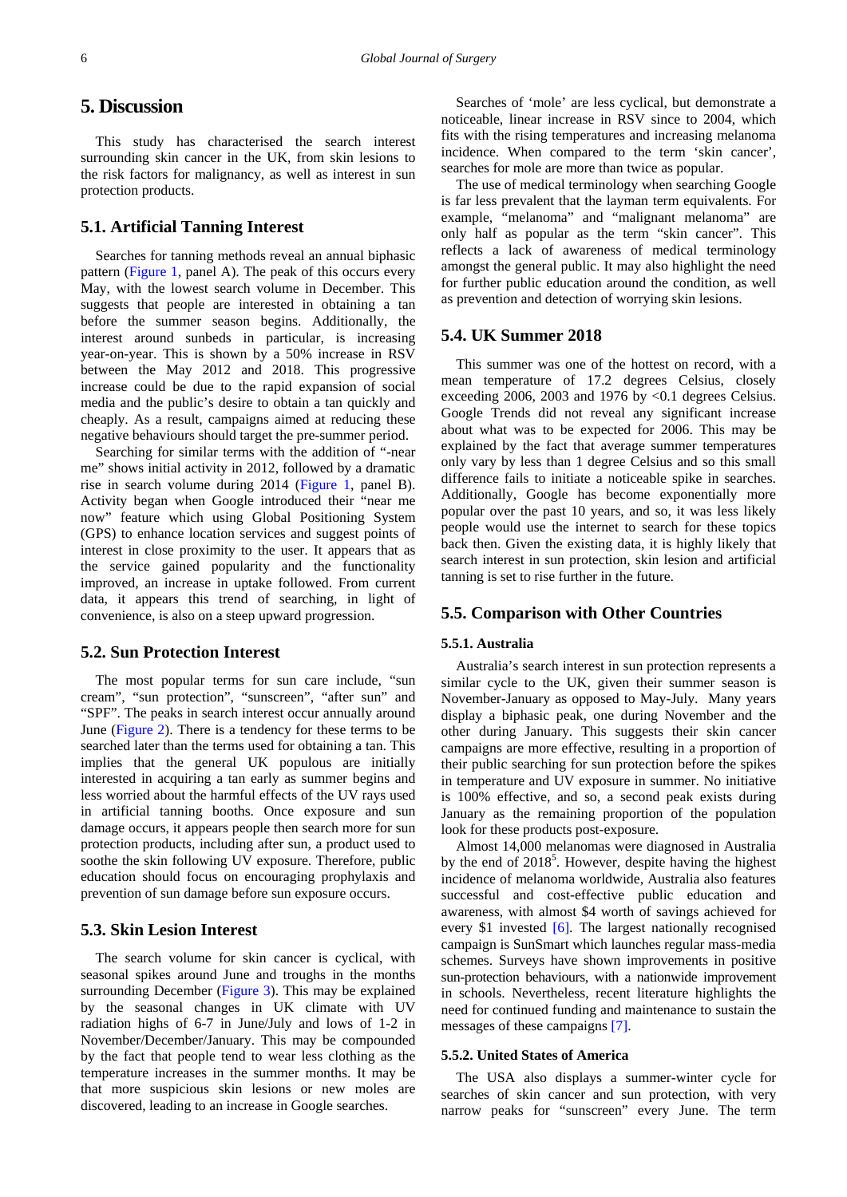# 5. Discussion

This study has characterised the search interest surrounding skin cancer in the UK, from skin lesions to the risk factors for malignancy, as well as interest in sun protection products.

## 5.1. Artificial Tanning Interest

Searches for tanning methods reveal an annual biphasic pattern (Figure 1, panel A). The peak of this occurs every May, with the lowest search volume in December. This suggests that people are interested in obtaining a tan before the summer season begins. Additionally, the interest around sunbeds in particular, is increasing year-on-year. This is shown by a 50% increase in RSV between the May 2012 and 2018. This progressive increase could be due to the rapid expansion of social media and the public's desire to obtain a tan quickly and cheaply. As a result, campaigns aimed at reducing these negative behaviours should target the pre-summer period.

Searching for similar terms with the addition of "-near me" shows initial activity in 2012, followed by a dramatic rise in search volume during 2014 (Figure 1, panel B). Activity began when Google introduced their "near me now" feature which using Global Positioning System (GPS) to enhance location services and suggest points of interest in close proximity to the user. It appears that as the service gained popularity and the functionality improved, an increase in uptake followed. From current data, it appears this trend of searching, in light of convenience, is also on a steep upward progression.

## 5.2. Sun Protection Interest

The most popular terms for sun care include, "sun cream", "sun protection", "sunscreen", "after sun" and "SPF". The peaks in search interest occur annually around June (Figure 2). There is a tendency for these terms to be searched later than the terms used for obtaining a tan. This implies that the general UK populous are initially interested in acquiring a tan early as summer begins and less worried about the harmful effects of the UV rays used in artificial tanning booths. Once exposure and sun damage occurs, it appears people then search more for sun protection products, including after sun, a product used to soothe the skin following UV exposure. Therefore, public education should focus on encouraging prophylaxis and prevention of sun damage before sun exposure occurs.

## 5.3. Skin Lesion Interest

The search volume for skin cancer is cyclical, with seasonal spikes around June and troughs in the months surrounding December (Figure 3). This may be explained by the seasonal changes in UK climate with UV radiation highs of 6-7 in June/July and lows of 1-2 in November/December/January. This may be compounded by the fact that people tend to wear less clothing as the temperature increases in the summer months. It may be that more suspicious skin lesions or new moles are discovered, leading to an increase in Google searches.

Searches of 'mole' are less cyclical, but demonstrate a noticeable, linear increase in RSV since to 2004, which fits with the rising temperatures and increasing melanoma incidence. When compared to the term 'skin cancer', searches for mole are more than twice as popular.

The use of medical terminology when searching Google is far less prevalent that the layman term equivalents. For example, "melanoma" and "malignant melanoma" are only half as popular as the term "skin cancer". This reflects a lack of awareness of medical terminology amongst the general public. It may also highlight the need for further public education around the condition, as well as prevention and detection of worrying skin lesions.

## 5.4. UK Summer 2018

This summer was one of the hottest on record, with a mean temperature of 17.2 degrees Celsius, closely exceeding 2006, 2003 and 1976 by <0.1 degrees Celsius. Google Trends did not reveal any significant increase about what was to be expected for 2006. This may be explained by the fact that average summer temperatures only vary by less than 1 degree Celsius and so this small difference fails to initiate a noticeable spike in searches. Additionally, Google has become exponentially more popular over the past 10 years, and so, it was less likely people would use the internet to search for these topics back then. Given the existing data, it is highly likely that search interest in sun protection, skin lesion and artificial tanning is set to rise further in the future.

## 5.5. Comparison with Other Countries

### 5.5.1. Australia

Australia's search interest in sun protection represents a similar cycle to the UK, given their summer season is November-January as opposed to May-July. Many years display a biphasic peak, one during November and the other during January. This suggests their skin cancer campaigns are more effective, resulting in a proportion of their public searching for sun protection before the spikes in temperature and UV exposure in summer. No initiative is 100% effective, and so, a second peak exists during January as the remaining proportion of the population look for these products post-exposure.

Almost 14,000 melanomas were diagnosed in Australia by the end of 2018[5]. However, despite having the highest incidence of melanoma worldwide, Australia also features successful and cost-effective public education and awareness, with almost $4 worth of savings achieved for every $1 invested [6]. The largest nationally recognised campaign is SunSmart which launches regular mass-media schemes. Surveys have shown improvements in positive sun-protection behaviours, with a nationwide improvement in schools. Nevertheless, recent literature highlights the need for continued funding and maintenance to sustain the messages of these campaigns [7].

### 5.5.2. United States of America

The USA also displays a summer-winter cycle for searches of skin cancer and sun protection, with very narrow peaks for "sunscreen" every June. The term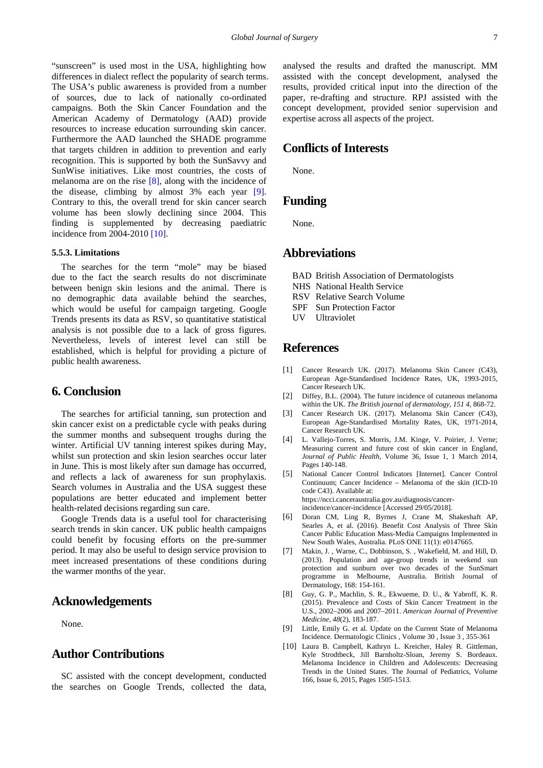"sunscreen" is used most in the USA, highlighting how differences in dialect reflect the popularity of search terms. The USA's public awareness is provided from a number of sources, due to lack of nationally co-ordinated campaigns. Both the Skin Cancer Foundation and the American Academy of Dermatology (AAD) provide resources to increase education surrounding skin cancer. Furthermore the AAD launched the SHADE programme that targets children in addition to prevention and early recognition. This is supported by both the SunSavvy and SunWise initiatives. Like most countries, the costs of melanoma are on the rise [8], along with the incidence of the disease, climbing by almost 3% each year [9]. Contrary to this, the overall trend for skin cancer search volume has been slowly declining since 2004. This finding is supplemented by decreasing paediatric incidence from 2004-2010 [10].

#### 5.5.3. Limitations

The searches for the term "mole" may be biased due to the fact the search results do not discriminate between benign skin lesions and the animal. There is no demographic data available behind the searches, which would be useful for campaign targeting. Google Trends presents its data as RSV, so quantitative statistical analysis is not possible due to a lack of gross figures. Nevertheless, levels of interest level can still be established, which is helpful for providing a picture of public health awareness.

## 6. Conclusion

The searches for artificial tanning, sun protection and skin cancer exist on a predictable cycle with peaks during the summer months and subsequent troughs during the winter. Artificial UV tanning interest spikes during May, whilst sun protection and skin lesion searches occur later in June. This is most likely after sun damage has occurred, and reflects a lack of awareness for sun prophylaxis. Search volumes in Australia and the USA suggest these populations are better educated and implement better health-related decisions regarding sun care.

Google Trends data is a useful tool for characterising search trends in skin cancer. UK public health campaigns could benefit by focusing efforts on the pre-summer period. It may also be useful to design service provision to meet increased presentations of these conditions during the warmer months of the year.

## Acknowledgements

None.

## Author Contributions

SC assisted with the concept development, conducted the searches on Google Trends, collected the data, analysed the results and drafted the manuscript. MM assisted with the concept development, analysed the results, provided critical input into the direction of the paper, re-drafting and structure. RPJ assisted with the concept development, provided senior supervision and expertise across all aspects of the project.

## Conflicts of Interests

None.

## Funding

None.

## Abbreviations

BAD British Association of Dermatologists
NHS National Health Service
RSV Relative Search Volume
SPF Sun Protection Factor
UV Ultraviolet

## References

[1] Cancer Research UK. (2017). Melanoma Skin Cancer (C43), European Age-Standardised Incidence Rates, UK, 1993-2015, Cancer Research UK.

[2] Diffey, B.L. (2004). The future incidence of cutaneous melanoma within the UK. *The British journal of dermatology, 151 4*, 868-72.

[3] Cancer Research UK. (2017). Melanoma Skin Cancer (C43), European Age-Standardised Mortality Rates, UK, 1971-2014, Cancer Research UK.

[4] L. Vallejo-Torres, S. Morris, J.M. Kinge, V. Poirier, J. Verne; Measuring current and future cost of skin cancer in England, *Journal of Public Health*, Volume 36, Issue 1, 1 March 2014, Pages 140-148.

[5] National Cancer Control Indicators [Internet]. Cancer Control Continuum; Cancer Incidence – Melanoma of the skin (ICD-10 code C43). Available at: https://ncci.canceraustralia.gov.au/diagnosis/cancer-incidence/cancer-incidence [Accessed 29/05/2018].

[6] Doran CM, Ling R, Byrnes J, Crane M, Shakeshaft AP, Searles A, et al. (2016). Benefit Cost Analysis of Three Skin Cancer Public Education Mass-Media Campaigns Implemented in New South Wales, Australia. PLoS ONE 11(1): e0147665.

[7] Makin, J. , Warne, C., Dobbinson, S. , Wakefield, M. and Hill, D. (2013). Population and age-group trends in weekend sun protection and sunburn over two decades of the SunSmart programme in Melbourne, Australia. British Journal of Dermatology, 168: 154-161.

[8] Guy, G. P., Machlin, S. R., Ekwueme, D. U., & Yabroff, K. R. (2015). Prevalence and Costs of Skin Cancer Treatment in the U.S., 2002–2006 and 2007–2011. *American Journal of Preventive Medicine*, *48*(2), 183-187.

[9] Little, Emily G. et al. Update on the Current State of Melanoma Incidence. Dermatologic Clinics , Volume 30 , Issue 3 , 355-361

[10] Laura B. Campbell, Kathryn L. Kreicher, Haley R. Gittleman, Kyle Strodtbeck, Jill Barnholtz-Sloan, Jeremy S. Bordeaux. Melanoma Incidence in Children and Adolescents: Decreasing Trends in the United States. The Journal of Pediatrics, Volume 166, Issue 6, 2015, Pages 1505-1513.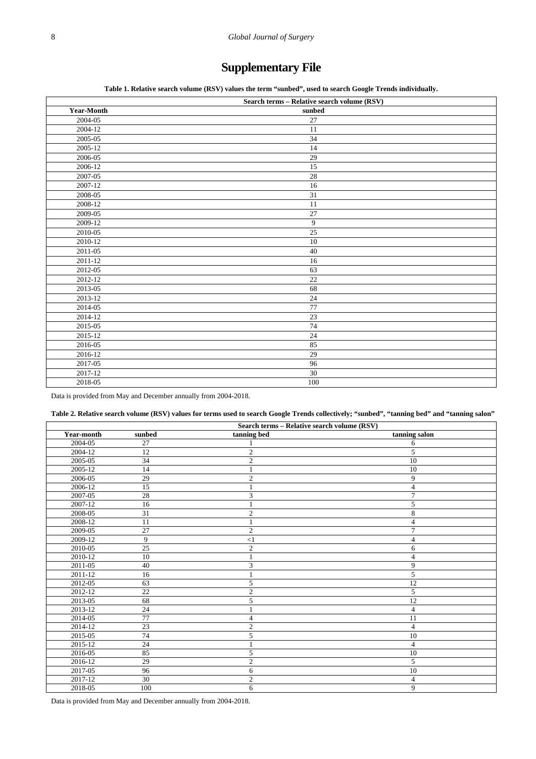# Supplementary File

**Table 1. Relative search volume (RSV) values the term "sunbed", used to search Google Trends individually.**

| | Search terms – Relative search volume (RSV) |
|---|---|
| **Year-Month** | **sunbed** |
| 2004-05 | 27 |
| 2004-12 | 11 |
| 2005-05 | 34 |
| 2005-12 | 14 |
| 2006-05 | 29 |
| 2006-12 | 15 |
| 2007-05 | 28 |
| 2007-12 | 16 |
| 2008-05 | 31 |
| 2008-12 | 11 |
| 2009-05 | 27 |
| 2009-12 | 9 |
| 2010-05 | 25 |
| 2010-12 | 10 |
| 2011-05 | 40 |
| 2011-12 | 16 |
| 2012-05 | 63 |
| 2012-12 | 22 |
| 2013-05 | 68 |
| 2013-12 | 24 |
| 2014-05 | 77 |
| 2014-12 | 23 |
| 2015-05 | 74 |
| 2015-12 | 24 |
| 2016-05 | 85 |
| 2016-12 | 29 |
| 2017-05 | 96 |
| 2017-12 | 30 |
| 2018-05 | 100 |

Data is provided from May and December annually from 2004-2018.

**Table 2. Relative search volume (RSV) values for terms used to search Google Trends collectively; "sunbed", "tanning bed" and "tanning salon"**

| | Search terms – Relative search volume (RSV) | | |
|---|---|---|---|
| **Year-month** | **sunbed** | **tanning bed** | **tanning salon** |
| 2004-05 | 27 | 1 | 6 |
| 2004-12 | 12 | 2 | 5 |
| 2005-05 | 34 | 2 | 10 |
| 2005-12 | 14 | 1 | 10 |
| 2006-05 | 29 | 2 | 9 |
| 2006-12 | 15 | 1 | 4 |
| 2007-05 | 28 | 3 | 7 |
| 2007-12 | 16 | 1 | 5 |
| 2008-05 | 31 | 2 | 8 |
| 2008-12 | 11 | 1 | 4 |
| 2009-05 | 27 | 2 | 7 |
| 2009-12 | 9 | <1 | 4 |
| 2010-05 | 25 | 2 | 6 |
| 2010-12 | 10 | 1 | 4 |
| 2011-05 | 40 | 3 | 9 |
| 2011-12 | 16 | 1 | 5 |
| 2012-05 | 63 | 5 | 12 |
| 2012-12 | 22 | 2 | 5 |
| 2013-05 | 68 | 5 | 12 |
| 2013-12 | 24 | 1 | 4 |
| 2014-05 | 77 | 4 | 11 |
| 2014-12 | 23 | 2 | 4 |
| 2015-05 | 74 | 5 | 10 |
| 2015-12 | 24 | 1 | 4 |
| 2016-05 | 85 | 5 | 10 |
| 2016-12 | 29 | 2 | 5 |
| 2017-05 | 96 | 6 | 10 |
| 2017-12 | 30 | 2 | 4 |
| 2018-05 | 100 | 6 | 9 |

Data is provided from May and December annually from 2004-2018.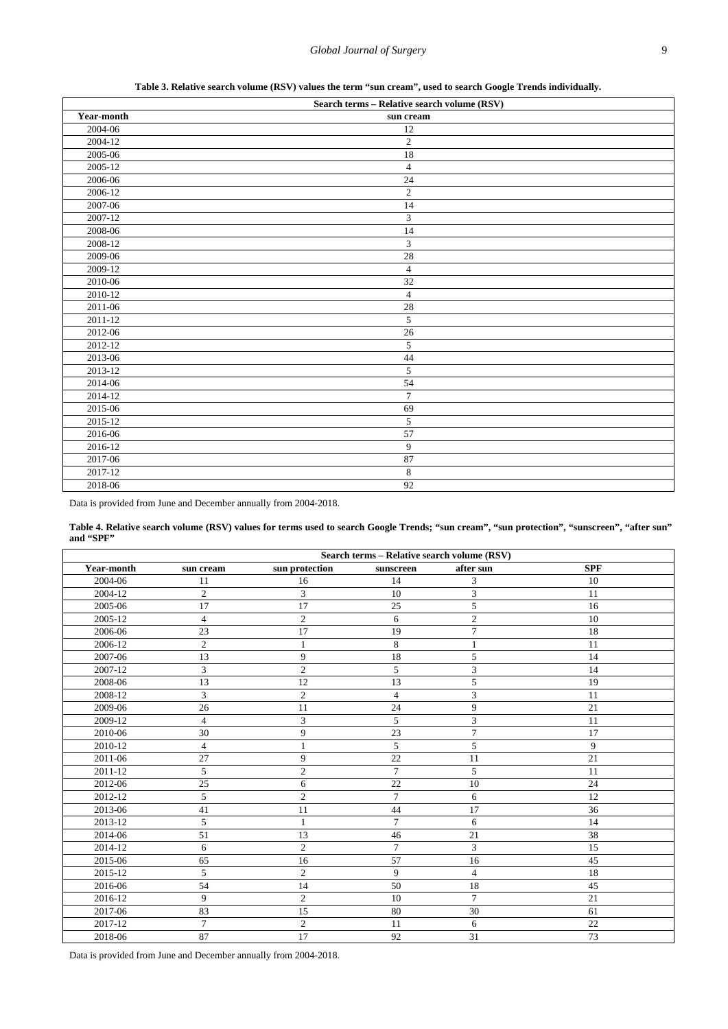**Table 3. Relative search volume (RSV) values the term "sun cream", used to search Google Trends individually.**

| | Search terms – Relative search volume (RSV) |
|---|---|
| **Year-month** | **sun cream** |
| 2004-06 | 12 |
| 2004-12 | 2 |
| 2005-06 | 18 |
| 2005-12 | 4 |
| 2006-06 | 24 |
| 2006-12 | 2 |
| 2007-06 | 14 |
| 2007-12 | 3 |
| 2008-06 | 14 |
| 2008-12 | 3 |
| 2009-06 | 28 |
| 2009-12 | 4 |
| 2010-06 | 32 |
| 2010-12 | 4 |
| 2011-06 | 28 |
| 2011-12 | 5 |
| 2012-06 | 26 |
| 2012-12 | 5 |
| 2013-06 | 44 |
| 2013-12 | 5 |
| 2014-06 | 54 |
| 2014-12 | 7 |
| 2015-06 | 69 |
| 2015-12 | 5 |
| 2016-06 | 57 |
| 2016-12 | 9 |
| 2017-06 | 87 |
| 2017-12 | 8 |
| 2018-06 | 92 |

Data is provided from June and December annually from 2004-2018.

**Table 4. Relative search volume (RSV) values for terms used to search Google Trends; "sun cream", "sun protection", "sunscreen", "after sun" and "SPF"**

| | Search terms – Relative search volume (RSV) | | | | |
|---|---|---|---|---|---|
| **Year-month** | **sun cream** | **sun protection** | **sunscreen** | **after sun** | **SPF** |
| 2004-06 | 11 | 16 | 14 | 3 | 10 |
| 2004-12 | 2 | 3 | 10 | 3 | 11 |
| 2005-06 | 17 | 17 | 25 | 5 | 16 |
| 2005-12 | 4 | 2 | 6 | 2 | 10 |
| 2006-06 | 23 | 17 | 19 | 7 | 18 |
| 2006-12 | 2 | 1 | 8 | 1 | 11 |
| 2007-06 | 13 | 9 | 18 | 5 | 14 |
| 2007-12 | 3 | 2 | 5 | 3 | 14 |
| 2008-06 | 13 | 12 | 13 | 5 | 19 |
| 2008-12 | 3 | 2 | 4 | 3 | 11 |
| 2009-06 | 26 | 11 | 24 | 9 | 21 |
| 2009-12 | 4 | 3 | 5 | 3 | 11 |
| 2010-06 | 30 | 9 | 23 | 7 | 17 |
| 2010-12 | 4 | 1 | 5 | 5 | 9 |
| 2011-06 | 27 | 9 | 22 | 11 | 21 |
| 2011-12 | 5 | 2 | 7 | 5 | 11 |
| 2012-06 | 25 | 6 | 22 | 10 | 24 |
| 2012-12 | 5 | 2 | 7 | 6 | 12 |
| 2013-06 | 41 | 11 | 44 | 17 | 36 |
| 2013-12 | 5 | 1 | 7 | 6 | 14 |
| 2014-06 | 51 | 13 | 46 | 21 | 38 |
| 2014-12 | 6 | 2 | 7 | 3 | 15 |
| 2015-06 | 65 | 16 | 57 | 16 | 45 |
| 2015-12 | 5 | 2 | 9 | 4 | 18 |
| 2016-06 | 54 | 14 | 50 | 18 | 45 |
| 2016-12 | 9 | 2 | 10 | 7 | 21 |
| 2017-06 | 83 | 15 | 80 | 30 | 61 |
| 2017-12 | 7 | 2 | 11 | 6 | 22 |
| 2018-06 | 87 | 17 | 92 | 31 | 73 |

Data is provided from June and December annually from 2004-2018.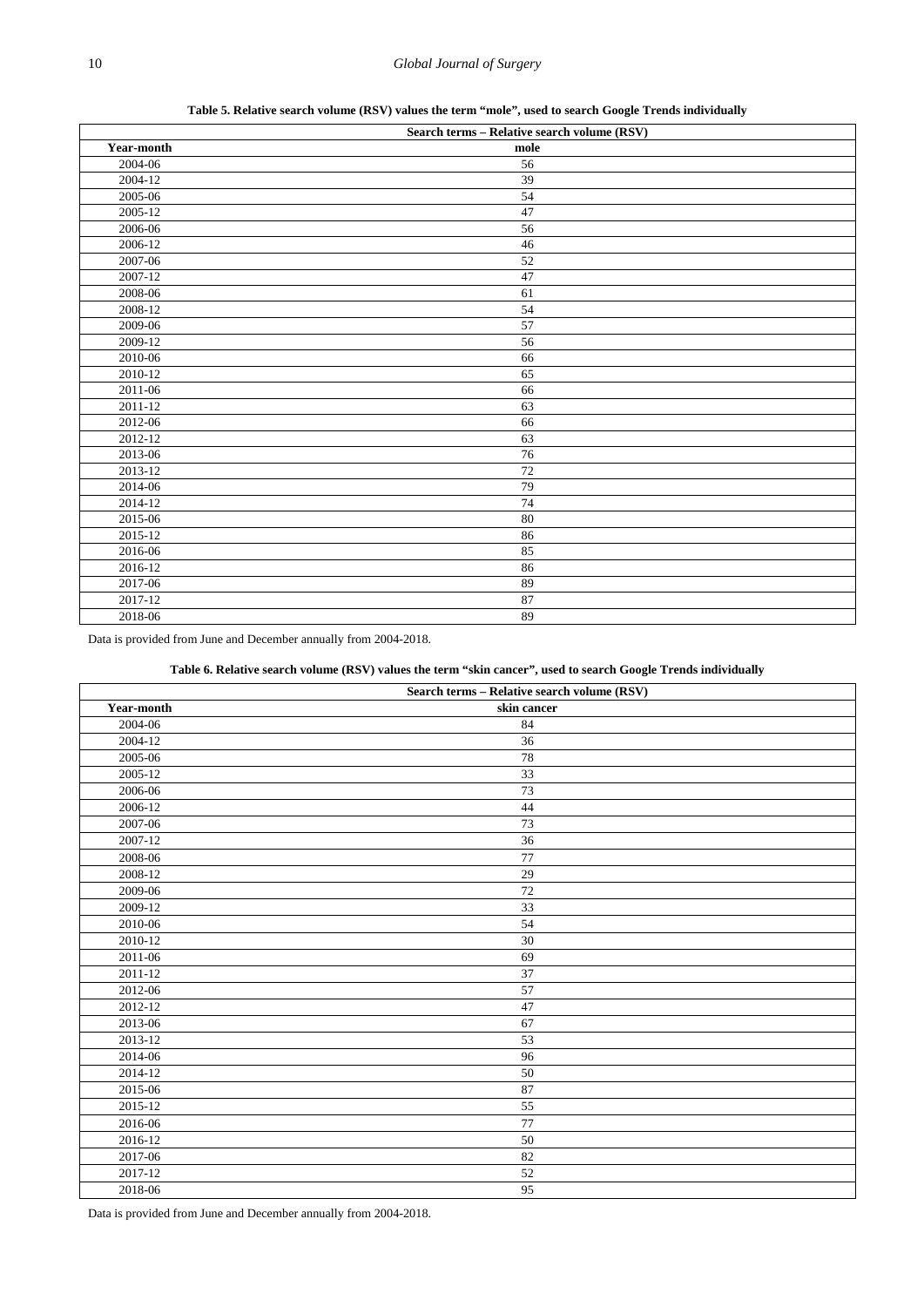**Table 5. Relative search volume (RSV) values the term "mole", used to search Google Trends individually**

| | Search terms – Relative search volume (RSV) |
|---|---|
| **Year-month** | **mole** |
| 2004-06 | 56 |
| 2004-12 | 39 |
| 2005-06 | 54 |
| 2005-12 | 47 |
| 2006-06 | 56 |
| 2006-12 | 46 |
| 2007-06 | 52 |
| 2007-12 | 47 |
| 2008-06 | 61 |
| 2008-12 | 54 |
| 2009-06 | 57 |
| 2009-12 | 56 |
| 2010-06 | 66 |
| 2010-12 | 65 |
| 2011-06 | 66 |
| 2011-12 | 63 |
| 2012-06 | 66 |
| 2012-12 | 63 |
| 2013-06 | 76 |
| 2013-12 | 72 |
| 2014-06 | 79 |
| 2014-12 | 74 |
| 2015-06 | 80 |
| 2015-12 | 86 |
| 2016-06 | 85 |
| 2016-12 | 86 |
| 2017-06 | 89 |
| 2017-12 | 87 |
| 2018-06 | 89 |

Data is provided from June and December annually from 2004-2018.

**Table 6. Relative search volume (RSV) values the term "skin cancer", used to search Google Trends individually**

| | Search terms – Relative search volume (RSV) |
|---|---|
| **Year-month** | **skin cancer** |
| 2004-06 | 84 |
| 2004-12 | 36 |
| 2005-06 | 78 |
| 2005-12 | 33 |
| 2006-06 | 73 |
| 2006-12 | 44 |
| 2007-06 | 73 |
| 2007-12 | 36 |
| 2008-06 | 77 |
| 2008-12 | 29 |
| 2009-06 | 72 |
| 2009-12 | 33 |
| 2010-06 | 54 |
| 2010-12 | 30 |
| 2011-06 | 69 |
| 2011-12 | 37 |
| 2012-06 | 57 |
| 2012-12 | 47 |
| 2013-06 | 67 |
| 2013-12 | 53 |
| 2014-06 | 96 |
| 2014-12 | 50 |
| 2015-06 | 87 |
| 2015-12 | 55 |
| 2016-06 | 77 |
| 2016-12 | 50 |
| 2017-06 | 82 |
| 2017-12 | 52 |
| 2018-06 | 95 |

Data is provided from June and December annually from 2004-2018.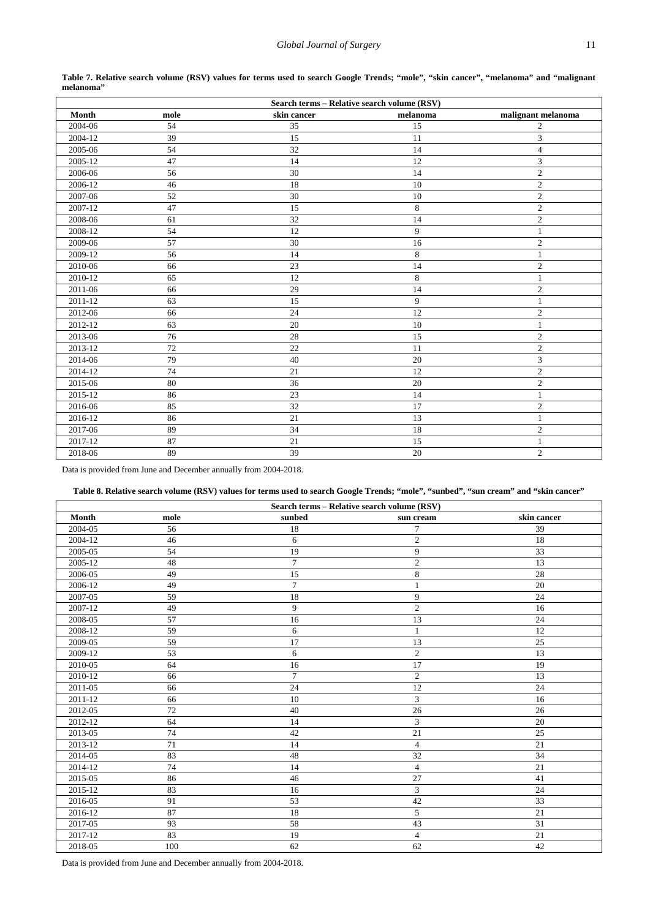**Table 7. Relative search volume (RSV) values for terms used to search Google Trends; "mole", "skin cancer", "melanoma" and "malignant melanoma"**

| | Search terms – Relative search volume (RSV) | | | |
|---|---|---|---|---|
| **Month** | **mole** | **skin cancer** | **melanoma** | **malignant melanoma** |
| 2004-06 | 54 | 35 | 15 | 2 |
| 2004-12 | 39 | 15 | 11 | 3 |
| 2005-06 | 54 | 32 | 14 | 4 |
| 2005-12 | 47 | 14 | 12 | 3 |
| 2006-06 | 56 | 30 | 14 | 2 |
| 2006-12 | 46 | 18 | 10 | 2 |
| 2007-06 | 52 | 30 | 10 | 2 |
| 2007-12 | 47 | 15 | 8 | 2 |
| 2008-06 | 61 | 32 | 14 | 2 |
| 2008-12 | 54 | 12 | 9 | 1 |
| 2009-06 | 57 | 30 | 16 | 2 |
| 2009-12 | 56 | 14 | 8 | 1 |
| 2010-06 | 66 | 23 | 14 | 2 |
| 2010-12 | 65 | 12 | 8 | 1 |
| 2011-06 | 66 | 29 | 14 | 2 |
| 2011-12 | 63 | 15 | 9 | 1 |
| 2012-06 | 66 | 24 | 12 | 2 |
| 2012-12 | 63 | 20 | 10 | 1 |
| 2013-06 | 76 | 28 | 15 | 2 |
| 2013-12 | 72 | 22 | 11 | 2 |
| 2014-06 | 79 | 40 | 20 | 3 |
| 2014-12 | 74 | 21 | 12 | 2 |
| 2015-06 | 80 | 36 | 20 | 2 |
| 2015-12 | 86 | 23 | 14 | 1 |
| 2016-06 | 85 | 32 | 17 | 2 |
| 2016-12 | 86 | 21 | 13 | 1 |
| 2017-06 | 89 | 34 | 18 | 2 |
| 2017-12 | 87 | 21 | 15 | 1 |
| 2018-06 | 89 | 39 | 20 | 2 |

Data is provided from June and December annually from 2004-2018.

**Table 8. Relative search volume (RSV) values for terms used to search Google Trends; "mole", "sunbed", "sun cream" and "skin cancer"**

| | Search terms – Relative search volume (RSV) | | | |
|---|---|---|---|---|
| **Month** | **mole** | **sunbed** | **sun cream** | **skin cancer** |
| 2004-05 | 56 | 18 | 7 | 39 |
| 2004-12 | 46 | 6 | 2 | 18 |
| 2005-05 | 54 | 19 | 9 | 33 |
| 2005-12 | 48 | 7 | 2 | 13 |
| 2006-05 | 49 | 15 | 8 | 28 |
| 2006-12 | 49 | 7 | 1 | 20 |
| 2007-05 | 59 | 18 | 9 | 24 |
| 2007-12 | 49 | 9 | 2 | 16 |
| 2008-05 | 57 | 16 | 13 | 24 |
| 2008-12 | 59 | 6 | 1 | 12 |
| 2009-05 | 59 | 17 | 13 | 25 |
| 2009-12 | 53 | 6 | 2 | 13 |
| 2010-05 | 64 | 16 | 17 | 19 |
| 2010-12 | 66 | 7 | 2 | 13 |
| 2011-05 | 66 | 24 | 12 | 24 |
| 2011-12 | 66 | 10 | 3 | 16 |
| 2012-05 | 72 | 40 | 26 | 26 |
| 2012-12 | 64 | 14 | 3 | 20 |
| 2013-05 | 74 | 42 | 21 | 25 |
| 2013-12 | 71 | 14 | 4 | 21 |
| 2014-05 | 83 | 48 | 32 | 34 |
| 2014-12 | 74 | 14 | 4 | 21 |
| 2015-05 | 86 | 46 | 27 | 41 |
| 2015-12 | 83 | 16 | 3 | 24 |
| 2016-05 | 91 | 53 | 42 | 33 |
| 2016-12 | 87 | 18 | 5 | 21 |
| 2017-05 | 93 | 58 | 43 | 31 |
| 2017-12 | 83 | 19 | 4 | 21 |
| 2018-05 | 100 | 62 | 62 | 42 |

Data is provided from June and December annually from 2004-2018.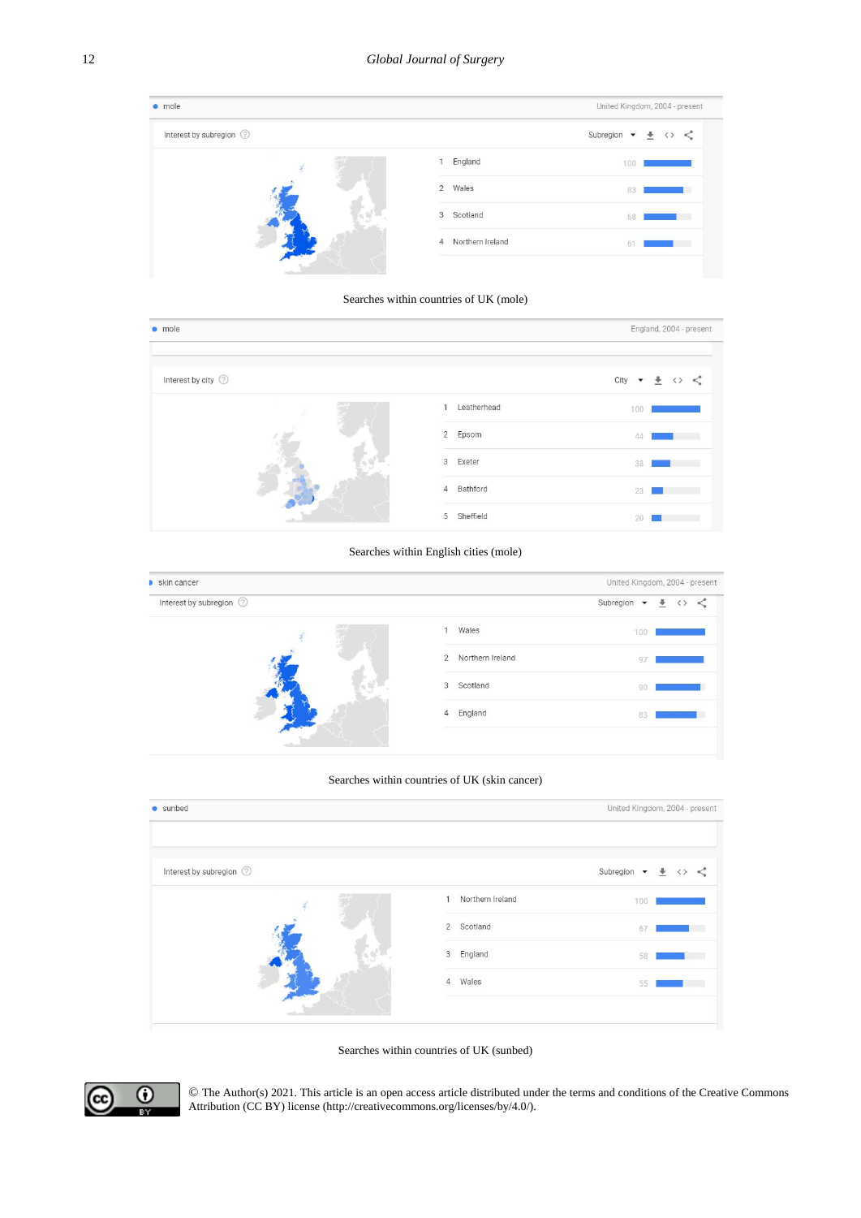mole

United Kingdom, 2004 - present

Interest by subregion

Subregion

1 England 100

2 Wales 83

3 Scotland 68

4 Northern Ireland 61

Searches within countries of UK (mole)

mole

England, 2004 - present

Interest by city

City

1 Leatherhead 100

2 Epsom 44

3 Exeter 38

4 Bathford 23

5 Sheffield 20

Searches within English cities (mole)

skin cancer

United Kingdom, 2004 - present

Interest by subregion

Subregion

1 Wales 100

2 Northern Ireland 97

3 Scotland 90

4 England 83

Searches within countries of UK (skin cancer)

sunbed

United Kingdom, 2004 - present

Interest by subregion

Subregion

1 Northern Ireland 100

2 Scotland 67

3 England 58

4 Wales 55

Searches within countries of UK (sunbed)

© The Author(s) 2021. This article is an open access article distributed under the terms and conditions of the Creative Commons Attribution (CC BY) license (http://creativecommons.org/licenses/by/4.0/).